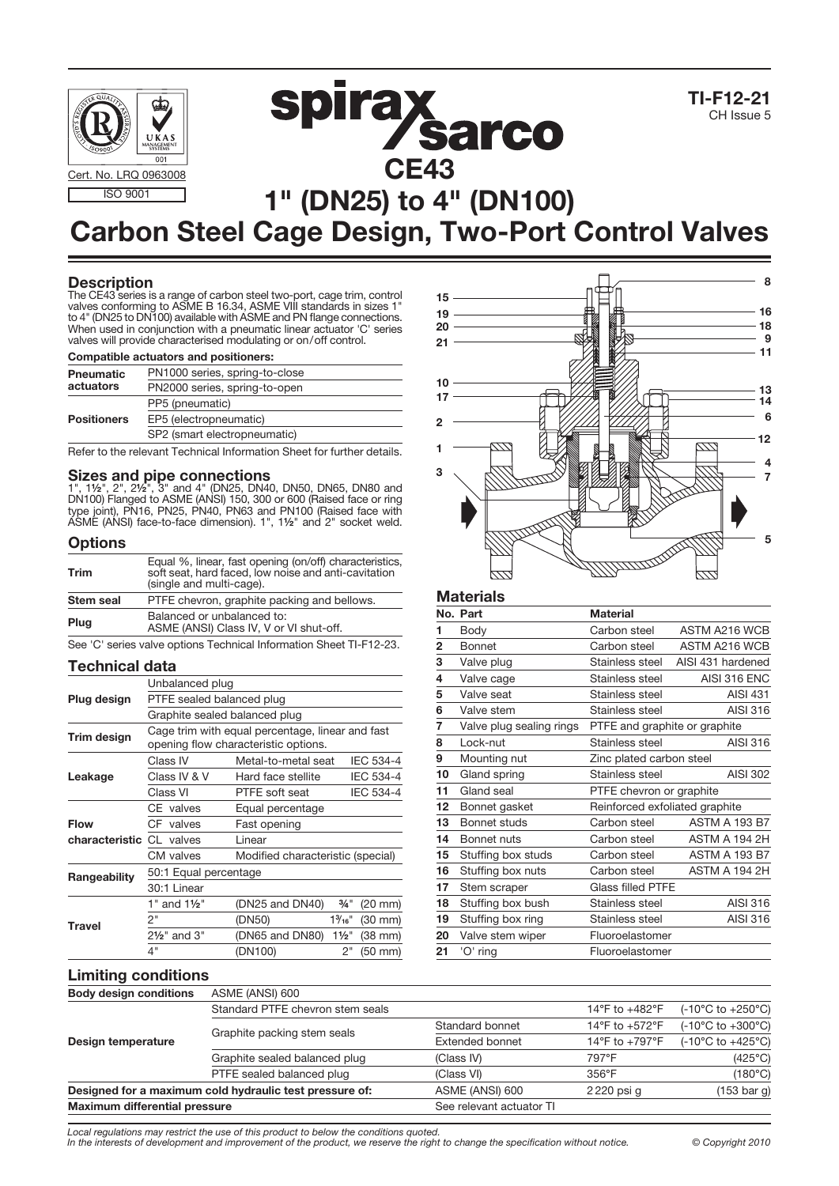TI-F12-21
CH Issue 5

Cert. No. LRQ 0963008

ISO 9001

# CE43
# 1" (DN25) to 4" (DN100)
# Carbon Steel Cage Design, Two-Port Control Valves

## Description

The CE43 series is a range of carbon steel two-port, cage trim, control valves conforming to ASME B 16.34, ASME VIII standards in sizes 1" to 4" (DN25 to DN100) available with ASME and PN flange connections. When used in conjunction with a pneumatic linear actuator 'C' series valves will provide characterised modulating or on/off control.

**Compatible actuators and positioners:**

| | |
|---|---|
| **Pneumatic actuators** | PN1000 series, spring-to-close |
| | PN2000 series, spring-to-open |
| **Positioners** | PP5 (pneumatic) |
| | EP5 (electropneumatic) |
| | SP2 (smart electropneumatic) |

Refer to the relevant Technical Information Sheet for further details.

## Sizes and pipe connections

1", 1½", 2", 2½", 3" and 4" (DN25, DN40, DN50, DN65, DN80 and DN100) Flanged to ASME (ANSI) 150, 300 or 600 (Raised face or ring type joint), PN16, PN25, PN40, PN63 and PN100 (Raised face with ASME (ANSI) face-to-face dimension). 1", 1½" and 2" socket weld.

## Options

| | |
|---|---|
| **Trim** | Equal %, linear, fast opening (on/off) characteristics, soft seat, hard faced, low noise and anti-cavitation (single and multi-cage). |
| **Stem seal** | PTFE chevron, graphite packing and bellows. |
| **Plug** | Balanced or unbalanced to: ASME (ANSI) Class IV, V or VI shut-off. |

See 'C' series valve options Technical Information Sheet TI-F12-23.

## Technical data

| | | | |
|---|---|---|---|
| **Plug design** | Unbalanced plug | | |
| | PTFE sealed balanced plug | | |
| | Graphite sealed balanced plug | | |
| **Trim design** | Cage trim with equal percentage, linear and fast opening flow characteristic options. | | |
| **Leakage** | Class IV | Metal-to-metal seat | IEC 534-4 |
| | Class IV & V | Hard face stellite | IEC 534-4 |
| | Class VI | PTFE soft seat | IEC 534-4 |
| **Flow characteristic** | CE valves | Equal percentage | |
| | CF valves | Fast opening | |
| | CL valves | Linear | |
| | CM valves | Modified characteristic (special) | |
| **Rangeability** | 50:1 Equal percentage | | |
| | 30:1 Linear | | |
| **Travel** | 1" and 1½" | (DN25 and DN40) | ¾" (20 mm) |
| | 2" | (DN50) | 1³⁄₁₆" (30 mm) |
| | 2½" and 3" | (DN65 and DN80) | 1½" (38 mm) |
| | 4" | (DN100) | 2" (50 mm) |

## Materials

| No. | Part | Material | |
|---|---|---|---|
| 1 | Body | Carbon steel | ASTM A216 WCB |
| 2 | Bonnet | Carbon steel | ASTM A216 WCB |
| 3 | Valve plug | Stainless steel | AISI 431 hardened |
| 4 | Valve cage | Stainless steel | AISI 316 ENC |
| 5 | Valve seat | Stainless steel | AISI 431 |
| 6 | Valve stem | Stainless steel | AISI 316 |
| 7 | Valve plug sealing rings | PTFE and graphite or graphite | |
| 8 | Lock-nut | Stainless steel | AISI 316 |
| 9 | Mounting nut | Zinc plated carbon steel | |
| 10 | Gland spring | Stainless steel | AISI 302 |
| 11 | Gland seal | PTFE chevron or graphite | |
| 12 | Bonnet gasket | Reinforced exfoliated graphite | |
| 13 | Bonnet studs | Carbon steel | ASTM A 193 B7 |
| 14 | Bonnet nuts | Carbon steel | ASTM A 194 2H |
| 15 | Stuffing box studs | Carbon steel | ASTM A 193 B7 |
| 16 | Stuffing box nuts | Carbon steel | ASTM A 194 2H |
| 17 | Stem scraper | Glass filled PTFE | |
| 18 | Stuffing box bush | Stainless steel | AISI 316 |
| 19 | Stuffing box ring | Stainless steel | AISI 316 |
| 20 | Valve stem wiper | Fluoroelastomer | |
| 21 | 'O' ring | Fluoroelastomer | |

## Limiting conditions

| | | | | |
|---|---|---|---|---|
| **Body design conditions** | ASME (ANSI) 600 | | | |
| **Design temperature** | Standard PTFE chevron stem seals | | 14°F to +482°F | (-10°C to +250°C) |
| | Graphite packing stem seals | Standard bonnet | 14°F to +572°F | (-10°C to +300°C) |
| | | Extended bonnet | 14°F to +797°F | (-10°C to +425°C) |
| | Graphite sealed balanced plug | (Class IV) | 797°F | (425°C) |
| | PTFE sealed balanced plug | (Class VI) | 356°F | (180°C) |
| **Designed for a maximum cold hydraulic test pressure of:** | | ASME (ANSI) 600 | 2 220 psi g | (153 bar g) |
| **Maximum differential pressure** | | See relevant actuator TI | | |

*Local regulations may restrict the use of this product to below the conditions quoted.*
*In the interests of development and improvement of the product, we reserve the right to change the specification without notice.*

© Copyright 2010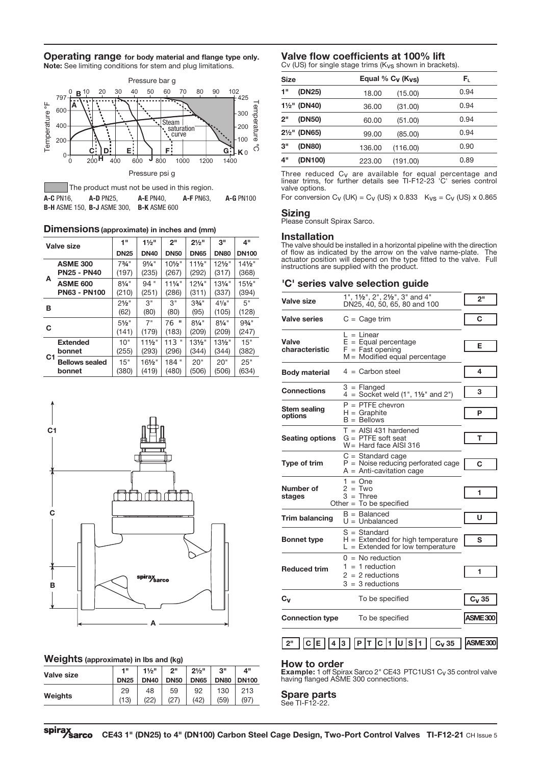## Operating range for body material and flange type only.

**Note:** See limiting conditions for stem and plug limitations.

Pressure bar g
0 10 20 30 40 50 60 70 80 90 102
Temperature °F
797
600
400
200
0
Temperature °C
425
300
200
100
0
Steam saturation curve
A B C D E F G H J K
0 200 400 600 800 1000 1200 1400
Pressure psi g

The product must not be used in this region.

**A-C** PN16, **A-D** PN25, **A-E** PN40, **A-F** PN63, **A-G** PN100
**B-H** ASME 150, **B-J** ASME 300, **B-K** ASME 600

## Dimensions (approximate) in inches and (mm)

| Valve size | | 1" DN25 | 1½" DN40 | 2" DN50 | 2½" DN65 | 3" DN80 | 4" DN100 |
|---|---|---|---|---|---|---|---|
| A | ASME 300 PN25 - PN40 | 7¾" (197) | 9¼" (235) | 10½" (267) | 11½" (292) | 12½" (317) | 14½" (368) |
| | ASME 600 PN63 - PN100 | 8¼" (210) | 94 " (251) | 11¼" (286) | 12¼" (311) | 13¼" (337) | 15½" (394) |
| B | | 2½" (62) | 3" (80) | 3" (80) | 3¾" (95) | 4⅛" (105) | 5" (128) |
| C | | 5½" (141) | 7" (179) | 76 " (183) | 8¼" (209) | 8¼" (209) | 9¾" (247) |
| C1 | Extended bonnet | 10" (255) | 11½" (293) | 113 " (296) | 13½" (344) | 13½" (344) | 15" (382) |
| | Bellows sealed bonnet | 15" (380) | 16½" (419) | 184 " (480) | 20" (506) | 20" (506) | 25" (634) |

C1
C
B
A

## Weights (approximate) in lbs and (kg)

| Valve size | 1" DN25 | 1½" DN40 | 2" DN50 | 2½" DN65 | 3" DN80 | 4" DN100 |
|---|---|---|---|---|---|---|
| Weights | 29 (13) | 48 (22) | 59 (27) | 92 (42) | 130 (59) | 213 (97) |

## Valve flow coefficients at 100% lift

Cv (US) for single stage trims ($K_{VS}$ shown in brackets).

| Size | | Equal % $C_V$ ($K_{VS}$) | | $F_L$ |
|---|---|---|---|---|
| 1" | (DN25) | 18.00 | (15.00) | 0.94 |
| 1½" | (DN40) | 36.00 | (31.00) | 0.94 |
| 2" | (DN50) | 60.00 | (51.00) | 0.94 |
| 2½" | (DN65) | 99.00 | (85.00) | 0.94 |
| 3" | (DN80) | 136.00 | (116.00) | 0.90 |
| 4" | (DN100) | 223.00 | (191.00) | 0.89 |

Three reduced $C_V$ are available for equal percentage and linear trims, for further details see TI-F12-23 'C' series control valve options.

For conversion $C_V$ (UK) = $C_V$ (US) x 0.833 $K_{VS}$ = $C_V$ (US) x 0.865

## Sizing

Please consult Spirax Sarco.

## Installation

The valve should be installed in a horizontal pipeline with the direction of flow as indicated by the arrow on the valve name-plate. The actuator position will depend on the type fitted to the valve. Full instructions are supplied with the product.

## 'C' series valve selection guide

| | | |
|---|---|---|
| Valve size | 1", 1½", 2", 2½", 3" and 4" DN25, 40, 50, 65, 80 and 100 | 2" |
| Valve series | C = Cage trim | C |
| Valve characteristic | L = Linear<br>E = Equal percentage<br>F = Fast opening<br>M = Modified equal percentage | E |
| Body material | 4 = Carbon steel | 4 |
| Connections | 3 = Flanged<br>4 = Socket weld (1", 1½" and 2") | 3 |
| Stem sealing options | P = PTFE chevron<br>H = Graphite<br>B = Bellows | P |
| Seating options | T = AISI 431 hardened<br>G = PTFE soft seat<br>W = Hard face AISI 316 | T |
| Type of trim | C = Standard cage<br>P = Noise reducing perforated cage<br>A = Anti-cavitation cage | C |
| Number of stages | 1 = One<br>2 = Two<br>3 = Three<br>Other = To be specified | 1 |
| Trim balancing | B = Balanced<br>U = Unbalanced | U |
| Bonnet type | S = Standard<br>H = Extended for high temperature<br>L = Extended for low temperature | S |
| Reduced trim | 0 = No reduction<br>1 = 1 reduction<br>2 = 2 reductions<br>3 = 3 reductions | 1 |
| $C_V$ | To be specified | $C_V$ 35 |
| Connection type | To be specified | ASME 300 |

2" | C | E | 4 | 3 | P | T | C | 1 | U | S | 1 | $C_V$ 35 | ASME 300

## How to order

**Example:** 1 off Spirax Sarco 2" CE43 PTC1US1 $C_V$ 35 control valve having flanged ASME 300 connections.

## Spare parts

See TI-F12-22.